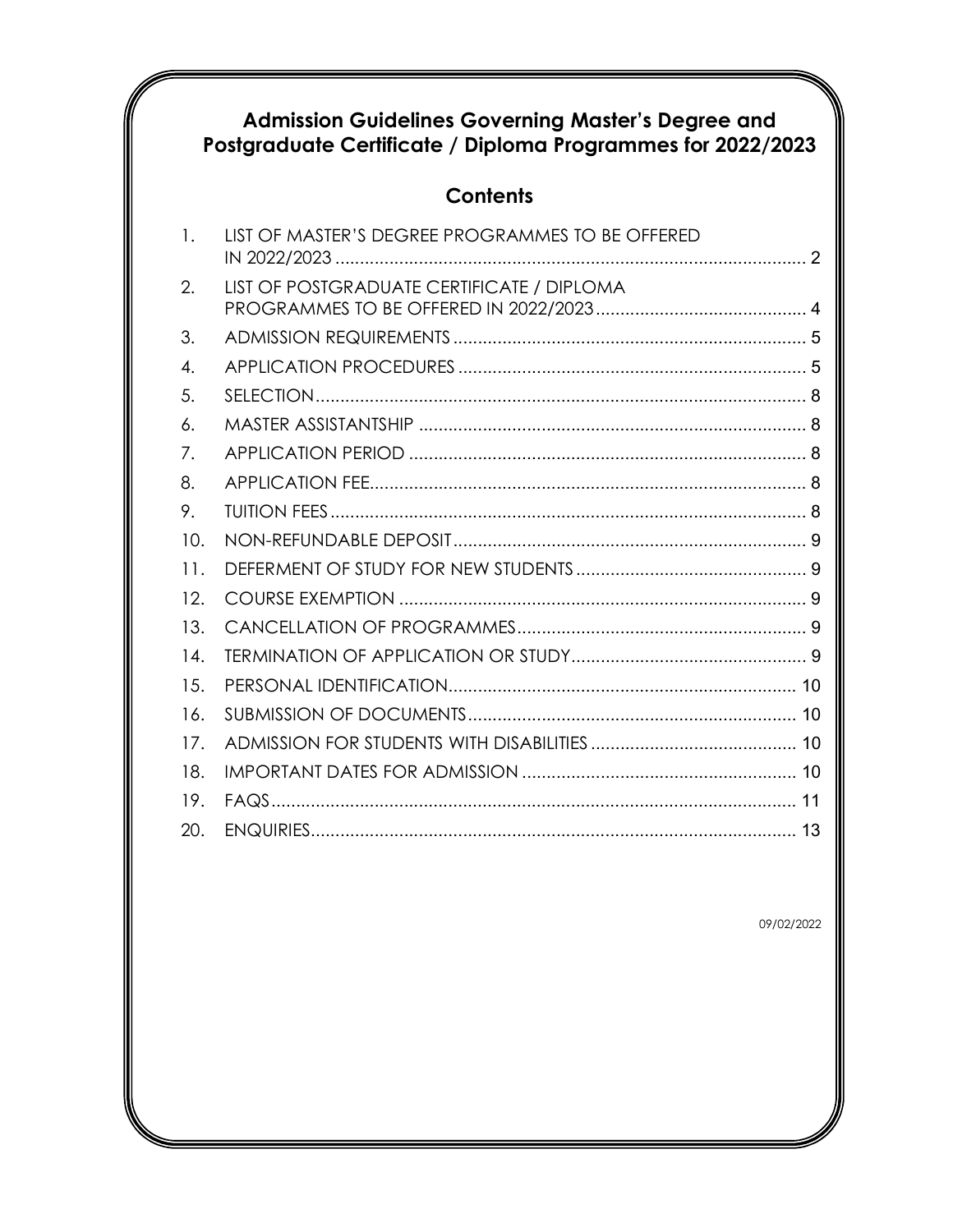# Admission Guidelines Governing Master's Degree and Postgraduate Certificate / Diploma Programmes for 2022/2023

## Contents

1. LIST OF MASTER'S DEGREE PROGRAMMES TO BE OFFERED IN 2022/2023 ........ 2
2. LIST OF POSTGRADUATE CERTIFICATE / DIPLOMA PROGRAMMES TO BE OFFERED IN 2022/2023 ........ 4
3. ADMISSION REQUIREMENTS ........ 5
4. APPLICATION PROCEDURES ........ 5
5. SELECTION ........ 8
6. MASTER ASSISTANTSHIP ........ 8
7. APPLICATION PERIOD ........ 8
8. APPLICATION FEE ........ 8
9. TUITION FEES ........ 8
10. NON-REFUNDABLE DEPOSIT ........ 9
11. DEFERMENT OF STUDY FOR NEW STUDENTS ........ 9
12. COURSE EXEMPTION ........ 9
13. CANCELLATION OF PROGRAMMES ........ 9
14. TERMINATION OF APPLICATION OR STUDY ........ 9
15. PERSONAL IDENTIFICATION ........ 10
16. SUBMISSION OF DOCUMENTS ........ 10
17. ADMISSION FOR STUDENTS WITH DISABILITIES ........ 10
18. IMPORTANT DATES FOR ADMISSION ........ 10
19. FAQS ........ 11
20. ENQUIRIES ........ 13

09/02/2022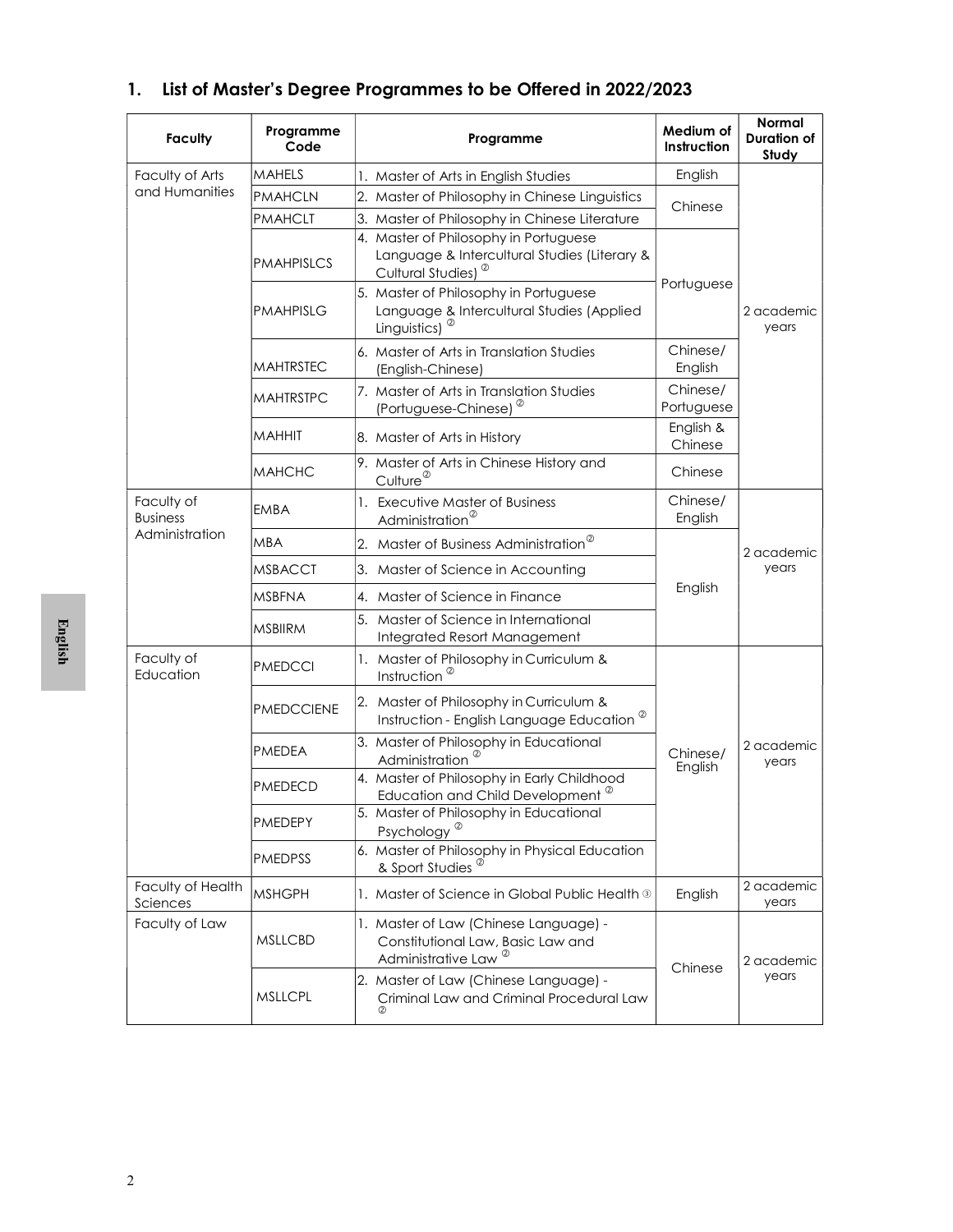## 1. List of Master's Degree Programmes to be Offered in 2022/2023

| Faculty | Programme Code | Programme | Medium of Instruction | Normal Duration of Study |
|---|---|---|---|---|
| Faculty of Arts and Humanities | MAHELS | 1. Master of Arts in English Studies | English | 2 academic years |
| | PMAHCLN | 2. Master of Philosophy in Chinese Linguistics | Chinese | |
| | PMAHCLT | 3. Master of Philosophy in Chinese Literature | | |
| | PMAHPISLCS | 4. Master of Philosophy in Portuguese Language & Intercultural Studies (Literary & Cultural Studies) ② | Portuguese | |
| | PMAHPISLG | 5. Master of Philosophy in Portuguese Language & Intercultural Studies (Applied Linguistics) ② | | |
| | MAHTRSTEC | 6. Master of Arts in Translation Studies (English-Chinese) | Chinese/ English | |
| | MAHTRSTPC | 7. Master of Arts in Translation Studies (Portuguese-Chinese) ② | Chinese/ Portuguese | |
| | MAHHIT | 8. Master of Arts in History | English & Chinese | |
| | MAHCHC | 9. Master of Arts in Chinese History and Culture ② | Chinese | |
| Faculty of Business Administration | EMBA | 1. Executive Master of Business Administration ② | Chinese/ English | 2 academic years |
| | MBA | 2. Master of Business Administration ② | English | |
| | MSBACCT | 3. Master of Science in Accounting | | |
| | MSBFNA | 4. Master of Science in Finance | | |
| | MSBIIRM | 5. Master of Science in International Integrated Resort Management | | |
| Faculty of Education | PMEDCCI | 1. Master of Philosophy in Curriculum & Instruction ② | Chinese/ English | 2 academic years |
| | PMEDCCIENE | 2. Master of Philosophy in Curriculum & Instruction - English Language Education ② | | |
| | PMEDEA | 3. Master of Philosophy in Educational Administration ② | | |
| | PMEDECD | 4. Master of Philosophy in Early Childhood Education and Child Development ② | | |
| | PMEDEPY | 5. Master of Philosophy in Educational Psychology ② | | |
| | PMEDPSS | 6. Master of Philosophy in Physical Education & Sport Studies ② | | |
| Faculty of Health Sciences | MSHGPH | 1. Master of Science in Global Public Health ③ | English | 2 academic years |
| Faculty of Law | MSLLCBD | 1. Master of Law (Chinese Language) - Constitutional Law, Basic Law and Administrative Law ② | Chinese | 2 academic years |
| | MSLLCPL | 2. Master of Law (Chinese Language) - Criminal Law and Criminal Procedural Law ② | | |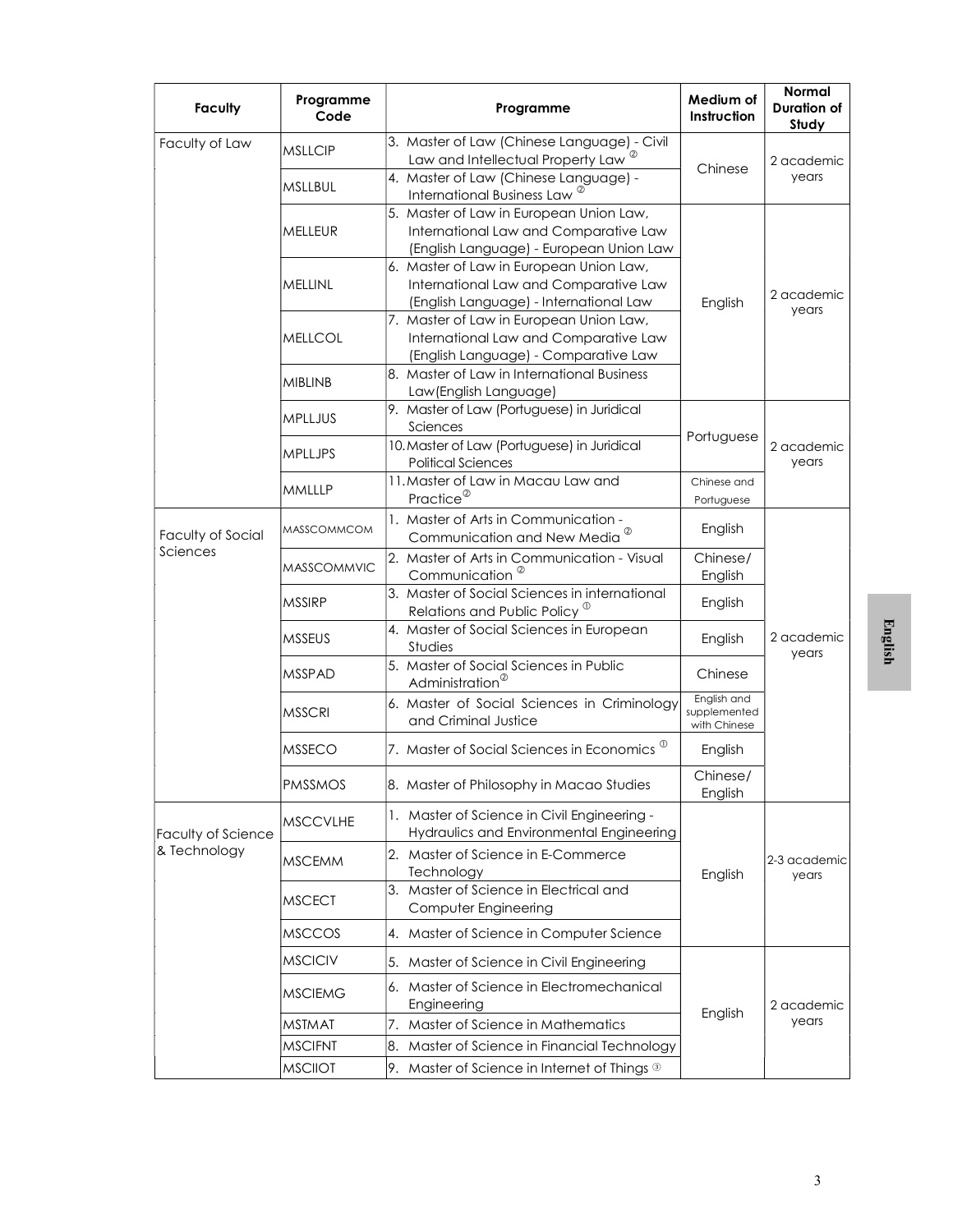| Faculty | Programme Code | Programme | Medium of Instruction | Normal Duration of Study |
|---|---|---|---|---|
| Faculty of Law | MSLLCIP | 3. Master of Law (Chinese Language) - Civil Law and Intellectual Property Law ② | Chinese | 2 academic years |
| | MSLLBUL | 4. Master of Law (Chinese Language) - International Business Law ② | | |
| | MELLEUR | 5. Master of Law in European Union Law, International Law and Comparative Law (English Language) - European Union Law | English | 2 academic years |
| | MELLINL | 6. Master of Law in European Union Law, International Law and Comparative Law (English Language) - International Law | | |
| | MELLCOL | 7. Master of Law in European Union Law, International Law and Comparative Law (English Language) - Comparative Law | | |
| | MIBLINB | 8. Master of Law in International Business Law(English Language) | | |
| | MPLLJUS | 9. Master of Law (Portuguese) in Juridical Sciences | Portuguese | 2 academic years |
| | MPLLJPS | 10. Master of Law (Portuguese) in Juridical Political Sciences | | |
| | MMLLLP | 11. Master of Law in Macau Law and Practice② | Chinese and Portuguese | |
| Faculty of Social Sciences | MASSCOMMCOM | 1. Master of Arts in Communication - Communication and New Media ② | English | 2 academic years |
| | MASSCOMMVIC | 2. Master of Arts in Communication - Visual Communication ② | Chinese/ English | |
| | MSSIRP | 3. Master of Social Sciences in international Relations and Public Policy ① | English | |
| | MSSEUS | 4. Master of Social Sciences in European Studies | English | |
| | MSSPAD | 5. Master of Social Sciences in Public Administration② | Chinese | |
| | MSSCRI | 6. Master of Social Sciences in Criminology and Criminal Justice | English and supplemented with Chinese | |
| | MSSECO | 7. Master of Social Sciences in Economics ① | English | |
| | PMSSMOS | 8. Master of Philosophy in Macao Studies | Chinese/ English | |
| Faculty of Science & Technology | MSCCVLHE | 1. Master of Science in Civil Engineering - Hydraulics and Environmental Engineering | English | 2-3 academic years |
| | MSCEMM | 2. Master of Science in E-Commerce Technology | | |
| | MSCECT | 3. Master of Science in Electrical and Computer Engineering | | |
| | MSCCOS | 4. Master of Science in Computer Science | | |
| | MSCICIV | 5. Master of Science in Civil Engineering | English | 2 academic years |
| | MSCIEMG | 6. Master of Science in Electromechanical Engineering | | |
| | MSTMAT | 7. Master of Science in Mathematics | | |
| | MSCIFNT | 8. Master of Science in Financial Technology | | |
| | MSCIIOT | 9. Master of Science in Internet of Things ③ | | |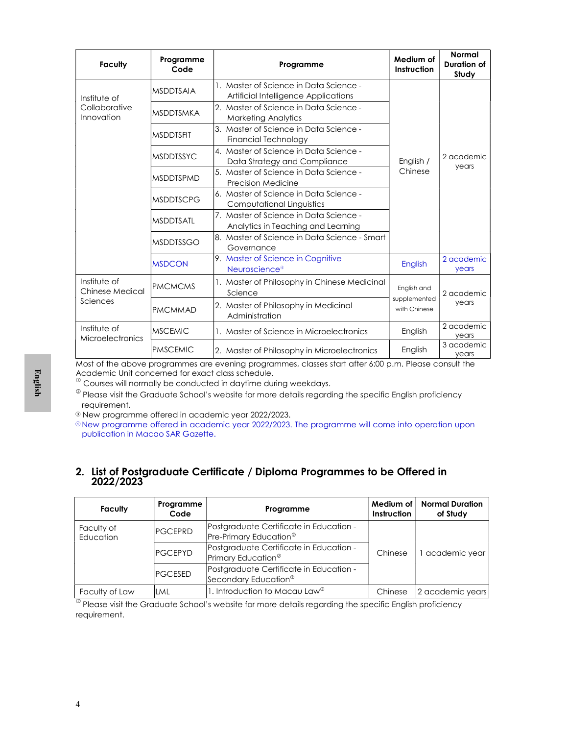| Faculty | Programme Code | Programme | Medium of Instruction | Normal Duration of Study |
|---|---|---|---|---|
| Institute of Collaborative Innovation | MSDDTSAIA | 1. Master of Science in Data Science - Artificial Intelligence Applications | English / Chinese | 2 academic years |
| | MSDDTSMKA | 2. Master of Science in Data Science - Marketing Analytics | | |
| | MSDDTSFIT | 3. Master of Science in Data Science - Financial Technology | | |
| | MSDDTSSYC | 4. Master of Science in Data Science - Data Strategy and Compliance | | |
| | MSDDTSPMD | 5. Master of Science in Data Science - Precision Medicine | | |
| | MSDDTSCPG | 6. Master of Science in Data Science - Computational Linguistics | | |
| | MSDDTSATL | 7. Master of Science in Data Science - Analytics in Teaching and Learning | | |
| | MSDDTSSGO | 8. Master of Science in Data Science - Smart Governance | | |
| | MSDCON | 9. Master of Science in Cognitive Neuroscience④ | English | 2 academic years |
| Institute of Chinese Medical Sciences | PMCMCMS | 1. Master of Philosophy in Chinese Medicinal Science | English and supplemented with Chinese | 2 academic years |
| | PMCMMAD | 2. Master of Philosophy in Medicinal Administration | | |
| Institute of Microelectronics | MSCEMIC | 1. Master of Science in Microelectronics | English | 2 academic years |
| | PMSCEMIC | 2. Master of Philosophy in Microelectronics | English | 3 academic years |

Most of the above programmes are evening programmes, classes start after 6:00 p.m. Please consult the Academic Unit concerned for exact class schedule.

① Courses will normally be conducted in daytime during weekdays.

② Please visit the Graduate School's website for more details regarding the specific English proficiency requirement.

③ New programme offered in academic year 2022/2023.

④ New programme offered in academic year 2022/2023. The programme will come into operation upon publication in Macao SAR Gazette.

## 2. List of Postgraduate Certificate / Diploma Programmes to be Offered in 2022/2023

| Faculty | Programme Code | Programme | Medium of Instruction | Normal Duration of Study |
|---|---|---|---|---|
| Faculty of Education | PGCEPRD | Postgraduate Certificate in Education - Pre-Primary Education② | Chinese | 1 academic year |
| | PGCEPYD | Postgraduate Certificate in Education - Primary Education② | | |
| | PGCESED | Postgraduate Certificate in Education - Secondary Education② | | |
| Faculty of Law | LML | 1. Introduction to Macau Law② | Chinese | 2 academic years |

② Please visit the Graduate School's website for more details regarding the specific English proficiency requirement.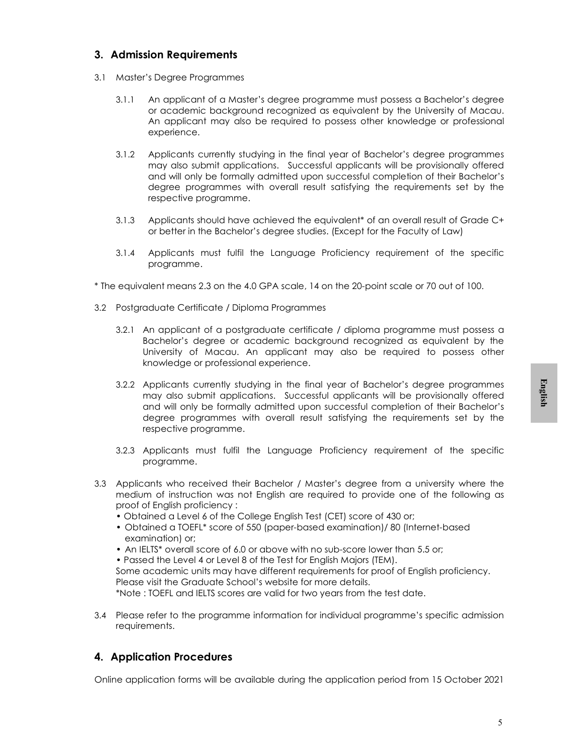## 3. Admission Requirements

3.1 Master's Degree Programmes

3.1.1 An applicant of a Master's degree programme must possess a Bachelor's degree or academic background recognized as equivalent by the University of Macau. An applicant may also be required to possess other knowledge or professional experience.

3.1.2 Applicants currently studying in the final year of Bachelor's degree programmes may also submit applications. Successful applicants will be provisionally offered and will only be formally admitted upon successful completion of their Bachelor's degree programmes with overall result satisfying the requirements set by the respective programme.

3.1.3 Applicants should have achieved the equivalent* of an overall result of Grade C+ or better in the Bachelor's degree studies. (Except for the Faculty of Law)

3.1.4 Applicants must fulfil the Language Proficiency requirement of the specific programme.

* The equivalent means 2.3 on the 4.0 GPA scale, 14 on the 20-point scale or 70 out of 100.

3.2 Postgraduate Certificate / Diploma Programmes

3.2.1 An applicant of a postgraduate certificate / diploma programme must possess a Bachelor's degree or academic background recognized as equivalent by the University of Macau. An applicant may also be required to possess other knowledge or professional experience.

3.2.2 Applicants currently studying in the final year of Bachelor's degree programmes may also submit applications. Successful applicants will be provisionally offered and will only be formally admitted upon successful completion of their Bachelor's degree programmes with overall result satisfying the requirements set by the respective programme.

3.2.3 Applicants must fulfil the Language Proficiency requirement of the specific programme.

3.3 Applicants who received their Bachelor / Master's degree from a university where the medium of instruction was not English are required to provide one of the following as proof of English proficiency :

- Obtained a Level 6 of the College English Test (CET) score of 430 or;
- Obtained a TOEFL* score of 550 (paper-based examination)/ 80 (Internet-based examination) or;
- An IELTS* overall score of 6.0 or above with no sub-score lower than 5.5 or;
- Passed the Level 4 or Level 8 of the Test for English Majors (TEM).

Some academic units may have different requirements for proof of English proficiency. Please visit the Graduate School's website for more details.

*Note : TOEFL and IELTS scores are valid for two years from the test date.

3.4 Please refer to the programme information for individual programme's specific admission requirements.

## 4. Application Procedures

Online application forms will be available during the application period from 15 October 2021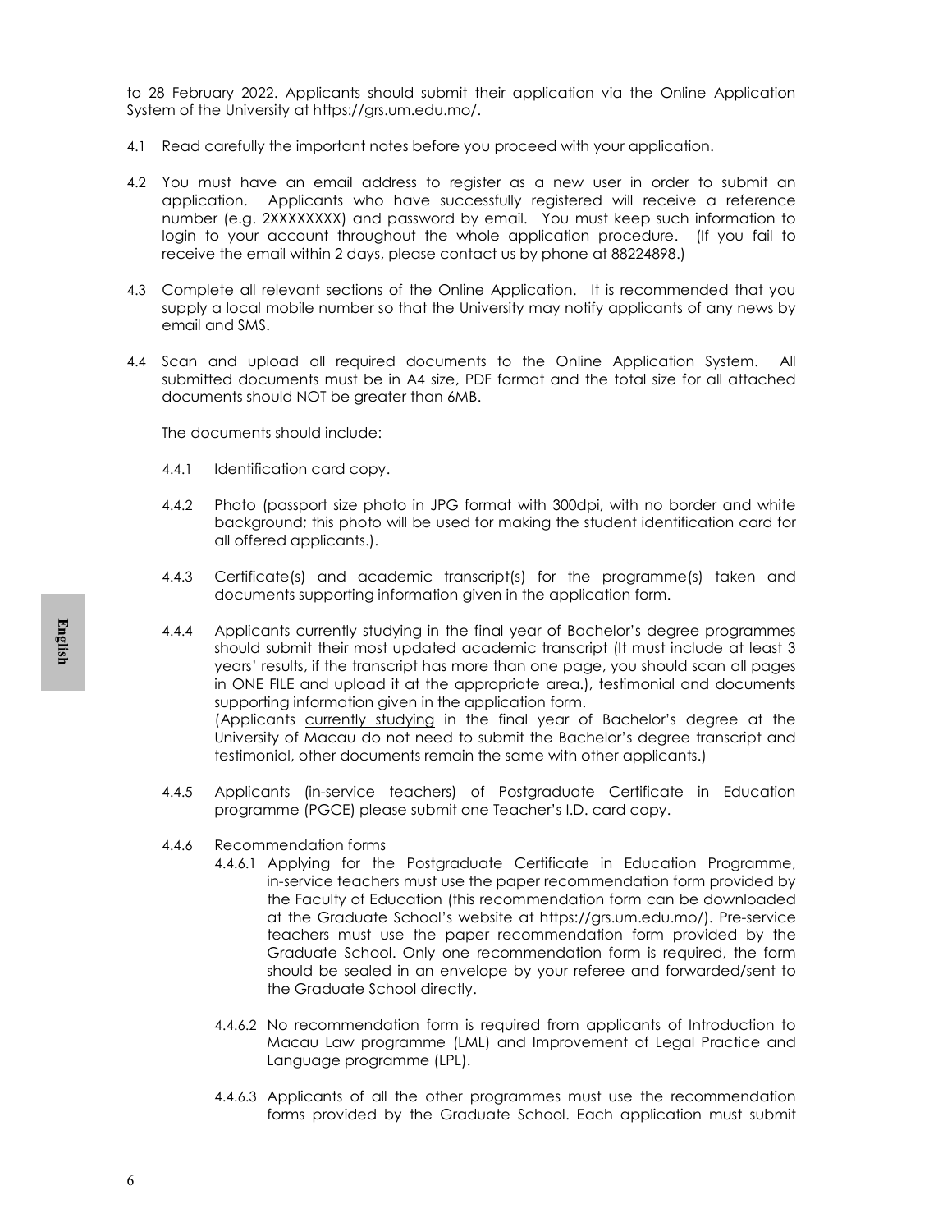to 28 February 2022. Applicants should submit their application via the Online Application System of the University at https://grs.um.edu.mo/.

4.1 Read carefully the important notes before you proceed with your application.

4.2 You must have an email address to register as a new user in order to submit an application. Applicants who have successfully registered will receive a reference number (e.g. 2XXXXXXXX) and password by email. You must keep such information to login to your account throughout the whole application procedure. (If you fail to receive the email within 2 days, please contact us by phone at 88224898.)

4.3 Complete all relevant sections of the Online Application. It is recommended that you supply a local mobile number so that the University may notify applicants of any news by email and SMS.

4.4 Scan and upload all required documents to the Online Application System. All submitted documents must be in A4 size, PDF format and the total size for all attached documents should NOT be greater than 6MB.

The documents should include:

4.4.1 Identification card copy.

4.4.2 Photo (passport size photo in JPG format with 300dpi, with no border and white background; this photo will be used for making the student identification card for all offered applicants.).

4.4.3 Certificate(s) and academic transcript(s) for the programme(s) taken and documents supporting information given in the application form.

4.4.4 Applicants currently studying in the final year of Bachelor's degree programmes should submit their most updated academic transcript (It must include at least 3 years' results, if the transcript has more than one page, you should scan all pages in ONE FILE and upload it at the appropriate area.), testimonial and documents supporting information given in the application form.
(Applicants currently studying in the final year of Bachelor's degree at the University of Macau do not need to submit the Bachelor's degree transcript and testimonial, other documents remain the same with other applicants.)

4.4.5 Applicants (in-service teachers) of Postgraduate Certificate in Education programme (PGCE) please submit one Teacher's I.D. card copy.

4.4.6 Recommendation forms

4.4.6.1 Applying for the Postgraduate Certificate in Education Programme, in-service teachers must use the paper recommendation form provided by the Faculty of Education (this recommendation form can be downloaded at the Graduate School's website at https://grs.um.edu.mo/). Pre-service teachers must use the paper recommendation form provided by the Graduate School. Only one recommendation form is required, the form should be sealed in an envelope by your referee and forwarded/sent to the Graduate School directly.

4.4.6.2 No recommendation form is required from applicants of Introduction to Macau Law programme (LML) and Improvement of Legal Practice and Language programme (LPL).

4.4.6.3 Applicants of all the other programmes must use the recommendation forms provided by the Graduate School. Each application must submit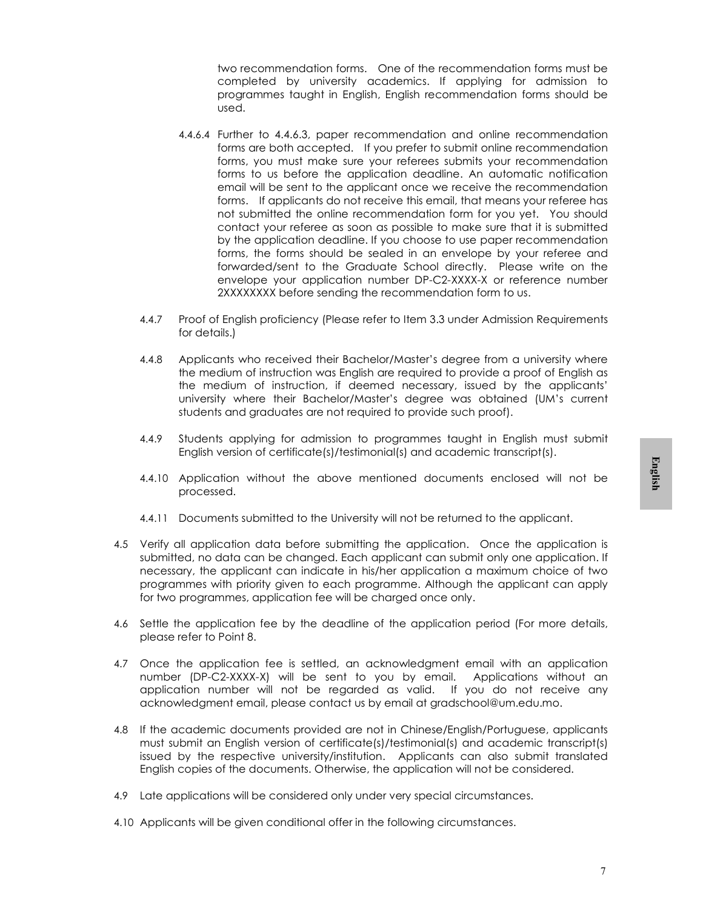two recommendation forms. One of the recommendation forms must be completed by university academics. If applying for admission to programmes taught in English, English recommendation forms should be used.

4.4.6.4 Further to 4.4.6.3, paper recommendation and online recommendation forms are both accepted. If you prefer to submit online recommendation forms, you must make sure your referees submits your recommendation forms to us before the application deadline. An automatic notification email will be sent to the applicant once we receive the recommendation forms. If applicants do not receive this email, that means your referee has not submitted the online recommendation form for you yet. You should contact your referee as soon as possible to make sure that it is submitted by the application deadline. If you choose to use paper recommendation forms, the forms should be sealed in an envelope by your referee and forwarded/sent to the Graduate School directly. Please write on the envelope your application number DP-C2-XXXX-X or reference number 2XXXXXXXX before sending the recommendation form to us.

4.4.7 Proof of English proficiency (Please refer to Item 3.3 under Admission Requirements for details.)

4.4.8 Applicants who received their Bachelor/Master's degree from a university where the medium of instruction was English are required to provide a proof of English as the medium of instruction, if deemed necessary, issued by the applicants' university where their Bachelor/Master's degree was obtained (UM's current students and graduates are not required to provide such proof).

4.4.9 Students applying for admission to programmes taught in English must submit English version of certificate(s)/testimonial(s) and academic transcript(s).

4.4.10 Application without the above mentioned documents enclosed will not be processed.

4.4.11 Documents submitted to the University will not be returned to the applicant.

4.5 Verify all application data before submitting the application. Once the application is submitted, no data can be changed. Each applicant can submit only one application. If necessary, the applicant can indicate in his/her application a maximum choice of two programmes with priority given to each programme. Although the applicant can apply for two programmes, application fee will be charged once only.

4.6 Settle the application fee by the deadline of the application period (For more details, please refer to Point 8.

4.7 Once the application fee is settled, an acknowledgment email with an application number (DP-C2-XXXX-X) will be sent to you by email. Applications without an application number will not be regarded as valid. If you do not receive any acknowledgment email, please contact us by email at gradschool@um.edu.mo.

4.8 If the academic documents provided are not in Chinese/English/Portuguese, applicants must submit an English version of certificate(s)/testimonial(s) and academic transcript(s) issued by the respective university/institution. Applicants can also submit translated English copies of the documents. Otherwise, the application will not be considered.

4.9 Late applications will be considered only under very special circumstances.

4.10 Applicants will be given conditional offer in the following circumstances.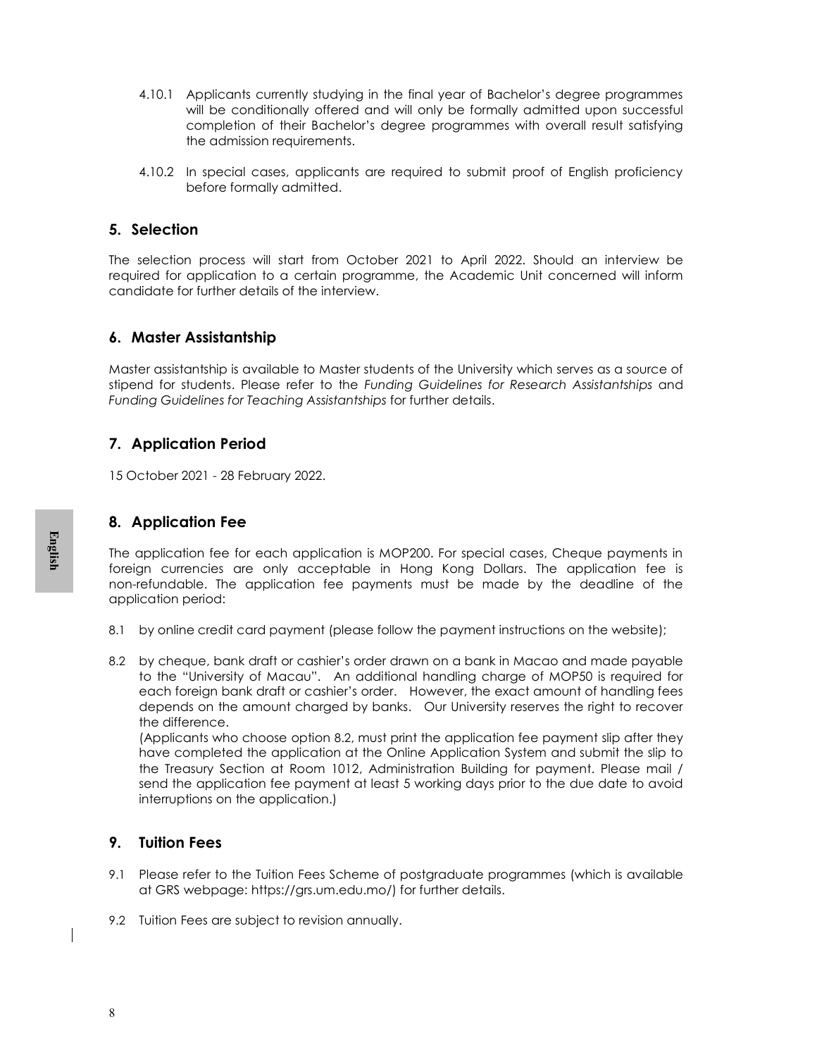4.10.1 Applicants currently studying in the final year of Bachelor's degree programmes will be conditionally offered and will only be formally admitted upon successful completion of their Bachelor's degree programmes with overall result satisfying the admission requirements.

4.10.2 In special cases, applicants are required to submit proof of English proficiency before formally admitted.

## 5. Selection

The selection process will start from October 2021 to April 2022. Should an interview be required for application to a certain programme, the Academic Unit concerned will inform candidate for further details of the interview.

## 6. Master Assistantship

Master assistantship is available to Master students of the University which serves as a source of stipend for students. Please refer to the *Funding Guidelines for Research Assistantships* and *Funding Guidelines for Teaching Assistantships* for further details.

## 7. Application Period

15 October 2021 - 28 February 2022.

## 8. Application Fee

The application fee for each application is MOP200. For special cases, Cheque payments in foreign currencies are only acceptable in Hong Kong Dollars. The application fee is non-refundable. The application fee payments must be made by the deadline of the application period:

8.1 by online credit card payment (please follow the payment instructions on the website);

8.2 by cheque, bank draft or cashier's order drawn on a bank in Macao and made payable to the "University of Macau". An additional handling charge of MOP50 is required for each foreign bank draft or cashier's order. However, the exact amount of handling fees depends on the amount charged by banks. Our University reserves the right to recover the difference.
(Applicants who choose option 8.2, must print the application fee payment slip after they have completed the application at the Online Application System and submit the slip to the Treasury Section at Room 1012, Administration Building for payment. Please mail / send the application fee payment at least 5 working days prior to the due date to avoid interruptions on the application.)

## 9. Tuition Fees

9.1 Please refer to the Tuition Fees Scheme of postgraduate programmes (which is available at GRS webpage: https://grs.um.edu.mo/) for further details.

9.2 Tuition Fees are subject to revision annually.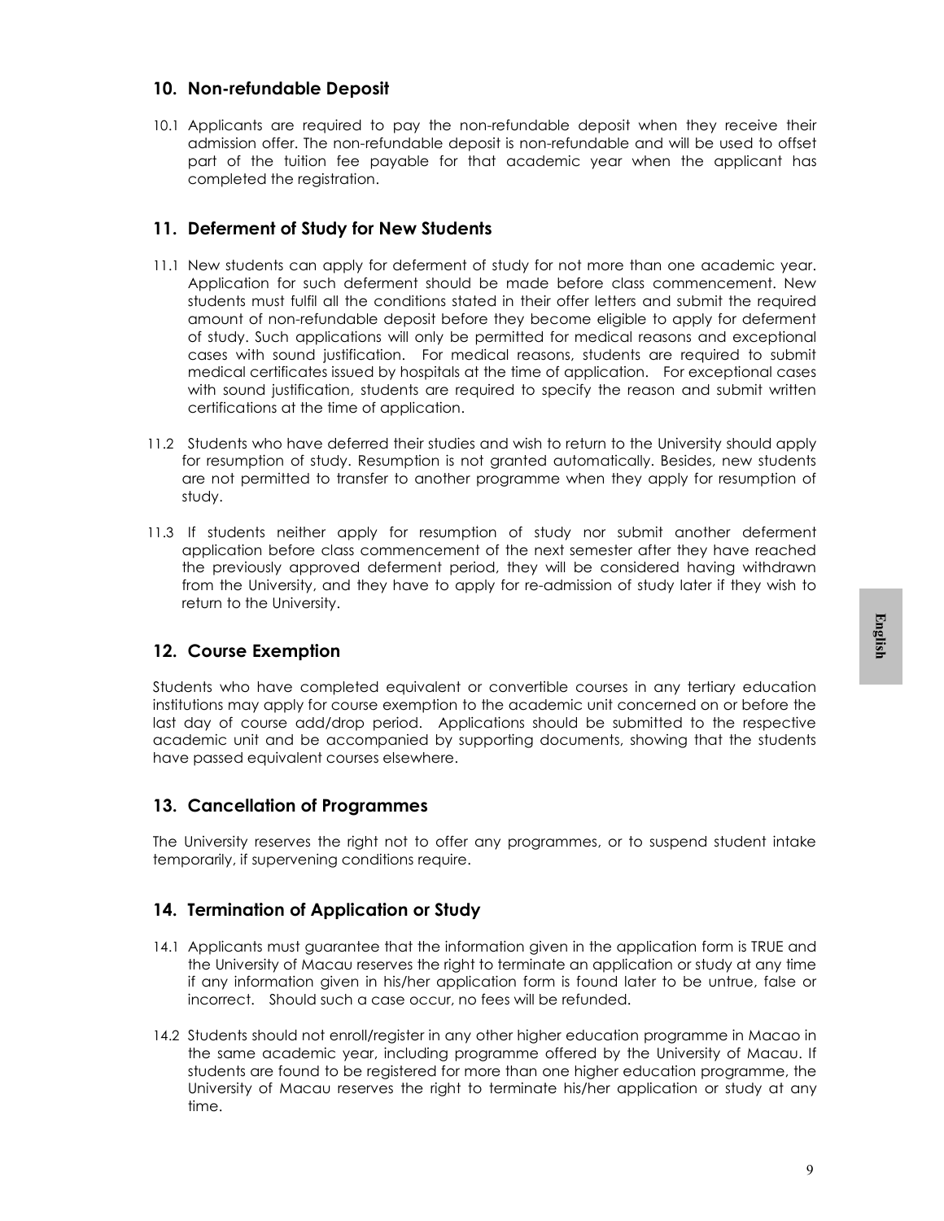## 10. Non-refundable Deposit

10.1 Applicants are required to pay the non-refundable deposit when they receive their admission offer. The non-refundable deposit is non-refundable and will be used to offset part of the tuition fee payable for that academic year when the applicant has completed the registration.

## 11. Deferment of Study for New Students

11.1 New students can apply for deferment of study for not more than one academic year. Application for such deferment should be made before class commencement. New students must fulfil all the conditions stated in their offer letters and submit the required amount of non-refundable deposit before they become eligible to apply for deferment of study. Such applications will only be permitted for medical reasons and exceptional cases with sound justification. For medical reasons, students are required to submit medical certificates issued by hospitals at the time of application. For exceptional cases with sound justification, students are required to specify the reason and submit written certifications at the time of application.

11.2 Students who have deferred their studies and wish to return to the University should apply for resumption of study. Resumption is not granted automatically. Besides, new students are not permitted to transfer to another programme when they apply for resumption of study.

11.3 If students neither apply for resumption of study nor submit another deferment application before class commencement of the next semester after they have reached the previously approved deferment period, they will be considered having withdrawn from the University, and they have to apply for re-admission of study later if they wish to return to the University.

## 12. Course Exemption

Students who have completed equivalent or convertible courses in any tertiary education institutions may apply for course exemption to the academic unit concerned on or before the last day of course add/drop period. Applications should be submitted to the respective academic unit and be accompanied by supporting documents, showing that the students have passed equivalent courses elsewhere.

## 13. Cancellation of Programmes

The University reserves the right not to offer any programmes, or to suspend student intake temporarily, if supervening conditions require.

## 14. Termination of Application or Study

14.1 Applicants must guarantee that the information given in the application form is TRUE and the University of Macau reserves the right to terminate an application or study at any time if any information given in his/her application form is found later to be untrue, false or incorrect. Should such a case occur, no fees will be refunded.

14.2 Students should not enroll/register in any other higher education programme in Macao in the same academic year, including programme offered by the University of Macau. If students are found to be registered for more than one higher education programme, the University of Macau reserves the right to terminate his/her application or study at any time.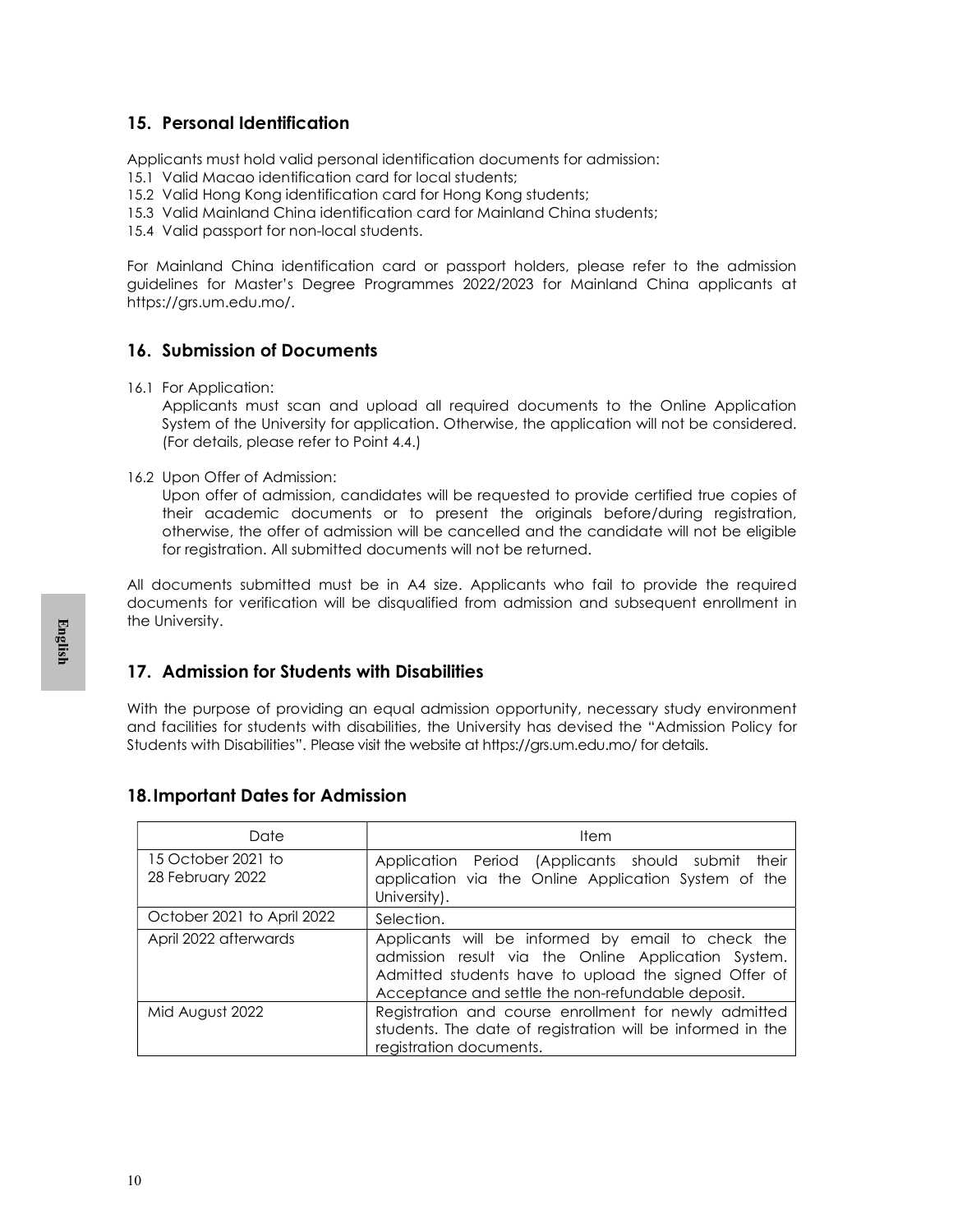## 15. Personal Identification

Applicants must hold valid personal identification documents for admission:

15.1 Valid Macao identification card for local students;
15.2 Valid Hong Kong identification card for Hong Kong students;
15.3 Valid Mainland China identification card for Mainland China students;
15.4 Valid passport for non-local students.

For Mainland China identification card or passport holders, please refer to the admission guidelines for Master's Degree Programmes 2022/2023 for Mainland China applicants at https://grs.um.edu.mo/.

## 16. Submission of Documents

16.1 For Application:
Applicants must scan and upload all required documents to the Online Application System of the University for application. Otherwise, the application will not be considered. (For details, please refer to Point 4.4.)

16.2 Upon Offer of Admission:
Upon offer of admission, candidates will be requested to provide certified true copies of their academic documents or to present the originals before/during registration, otherwise, the offer of admission will be cancelled and the candidate will not be eligible for registration. All submitted documents will not be returned.

All documents submitted must be in A4 size. Applicants who fail to provide the required documents for verification will be disqualified from admission and subsequent enrollment in the University.

## 17. Admission for Students with Disabilities

With the purpose of providing an equal admission opportunity, necessary study environment and facilities for students with disabilities, the University has devised the "Admission Policy for Students with Disabilities". Please visit the website at https://grs.um.edu.mo/ for details.

## 18. Important Dates for Admission

| Date | Item |
|---|---|
| 15 October 2021 to 28 February 2022 | Application Period (Applicants should submit their application via the Online Application System of the University). |
| October 2021 to April 2022 | Selection. |
| April 2022 afterwards | Applicants will be informed by email to check the admission result via the Online Application System. Admitted students have to upload the signed Offer of Acceptance and settle the non-refundable deposit. |
| Mid August 2022 | Registration and course enrollment for newly admitted students. The date of registration will be informed in the registration documents. |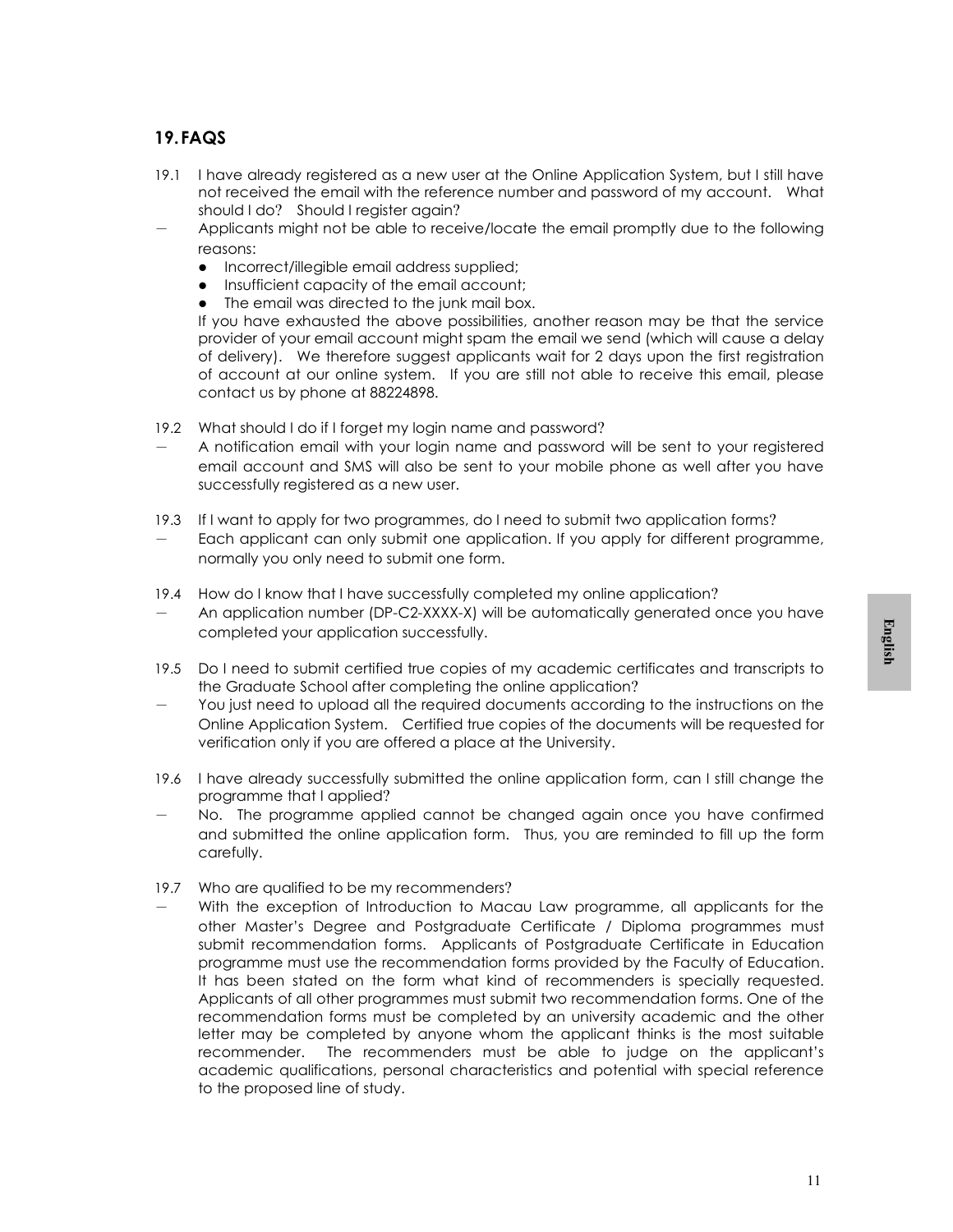## 19. FAQS

19.1 I have already registered as a new user at the Online Application System, but I still have not received the email with the reference number and password of my account. What should I do? Should I register again?

— Applicants might not be able to receive/locate the email promptly due to the following reasons:

- Incorrect/illegible email address supplied;
- Insufficient capacity of the email account;
- The email was directed to the junk mail box.

If you have exhausted the above possibilities, another reason may be that the service provider of your email account might spam the email we send (which will cause a delay of delivery). We therefore suggest applicants wait for 2 days upon the first registration of account at our online system. If you are still not able to receive this email, please contact us by phone at 88224898.

19.2 What should I do if I forget my login name and password?

— A notification email with your login name and password will be sent to your registered email account and SMS will also be sent to your mobile phone as well after you have successfully registered as a new user.

19.3 If I want to apply for two programmes, do I need to submit two application forms?

— Each applicant can only submit one application. If you apply for different programme, normally you only need to submit one form.

19.4 How do I know that I have successfully completed my online application?

— An application number (DP-C2-XXXX-X) will be automatically generated once you have completed your application successfully.

19.5 Do I need to submit certified true copies of my academic certificates and transcripts to the Graduate School after completing the online application?

— You just need to upload all the required documents according to the instructions on the Online Application System. Certified true copies of the documents will be requested for verification only if you are offered a place at the University.

19.6 I have already successfully submitted the online application form, can I still change the programme that I applied?

— No. The programme applied cannot be changed again once you have confirmed and submitted the online application form. Thus, you are reminded to fill up the form carefully.

19.7 Who are qualified to be my recommenders?

— With the exception of Introduction to Macau Law programme, all applicants for the other Master's Degree and Postgraduate Certificate / Diploma programmes must submit recommendation forms. Applicants of Postgraduate Certificate in Education programme must use the recommendation forms provided by the Faculty of Education. It has been stated on the form what kind of recommenders is specially requested. Applicants of all other programmes must submit two recommendation forms. One of the recommendation forms must be completed by an university academic and the other letter may be completed by anyone whom the applicant thinks is the most suitable recommender. The recommenders must be able to judge on the applicant's academic qualifications, personal characteristics and potential with special reference to the proposed line of study.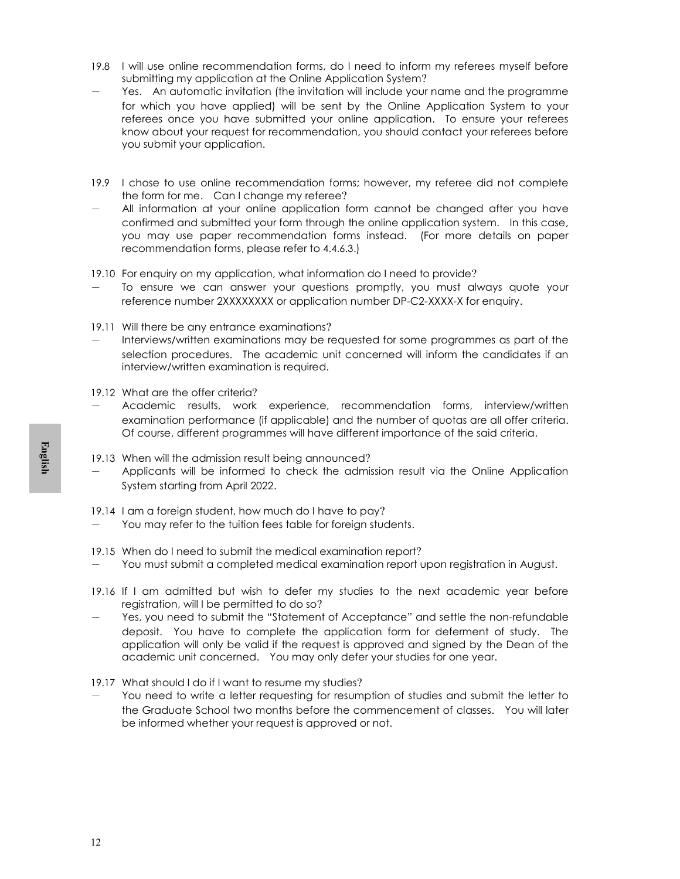19.8 I will use online recommendation forms, do I need to inform my referees myself before submitting my application at the Online Application System?

— Yes. An automatic invitation (the invitation will include your name and the programme for which you have applied) will be sent by the Online Application System to your referees once you have submitted your online application. To ensure your referees know about your request for recommendation, you should contact your referees before you submit your application.

19.9 I chose to use online recommendation forms; however, my referee did not complete the form for me. Can I change my referee?

— All information at your online application form cannot be changed after you have confirmed and submitted your form through the online application system. In this case, you may use paper recommendation forms instead. (For more details on paper recommendation forms, please refer to 4.4.6.3.)

19.10 For enquiry on my application, what information do I need to provide?

— To ensure we can answer your questions promptly, you must always quote your reference number 2XXXXXXXX or application number DP-C2-XXXX-X for enquiry.

19.11 Will there be any entrance examinations?

— Interviews/written examinations may be requested for some programmes as part of the selection procedures. The academic unit concerned will inform the candidates if an interview/written examination is required.

19.12 What are the offer criteria?

— Academic results, work experience, recommendation forms, interview/written examination performance (if applicable) and the number of quotas are all offer criteria. Of course, different programmes will have different importance of the said criteria.

19.13 When will the admission result being announced?

— Applicants will be informed to check the admission result via the Online Application System starting from April 2022.

19.14 I am a foreign student, how much do I have to pay?

— You may refer to the tuition fees table for foreign students.

19.15 When do I need to submit the medical examination report?

— You must submit a completed medical examination report upon registration in August.

19.16 If I am admitted but wish to defer my studies to the next academic year before registration, will I be permitted to do so?

— Yes, you need to submit the "Statement of Acceptance" and settle the non-refundable deposit. You have to complete the application form for deferment of study. The application will only be valid if the request is approved and signed by the Dean of the academic unit concerned. You may only defer your studies for one year.

19.17 What should I do if I want to resume my studies?

— You need to write a letter requesting for resumption of studies and submit the letter to the Graduate School two months before the commencement of classes. You will later be informed whether your request is approved or not.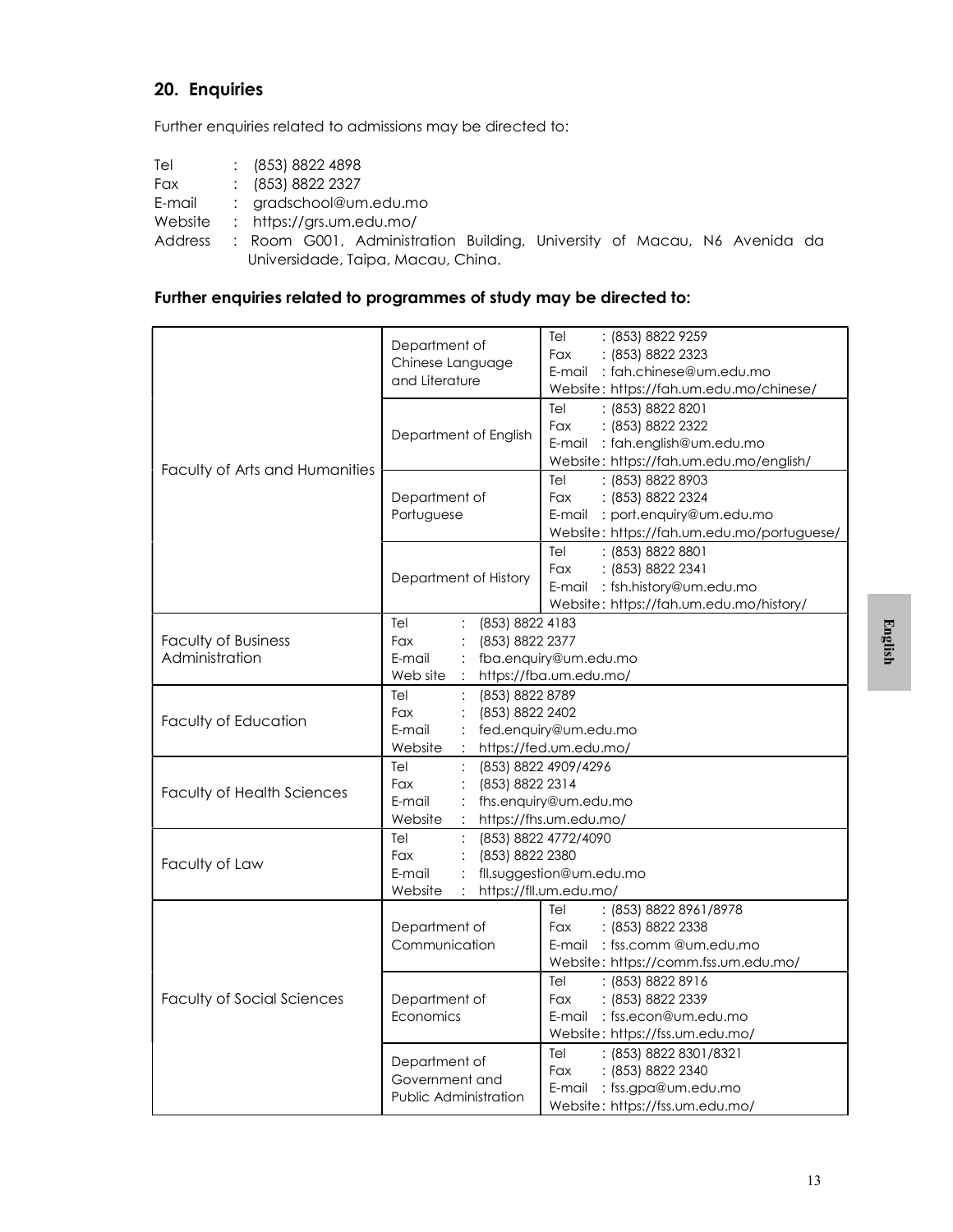## 20. Enquiries

Further enquiries related to admissions may be directed to:

Tel : (853) 8822 4898
Fax : (853) 8822 2327
E-mail : gradschool@um.edu.mo
Website : https://grs.um.edu.mo/
Address : Room G001, Administration Building, University of Macau, N6 Avenida da Universidade, Taipa, Macau, China.

### Further enquiries related to programmes of study may be directed to:

| Faculty | Department | Contact |
|---|---|---|
| Faculty of Arts and Humanities | Department of Chinese Language and Literature | Tel : (853) 8822 9259<br>Fax : (853) 8822 2323<br>E-mail : fah.chinese@um.edu.mo<br>Website : https://fah.um.edu.mo/chinese/ |
| | Department of English | Tel : (853) 8822 8201<br>Fax : (853) 8822 2322<br>E-mail : fah.english@um.edu.mo<br>Website : https://fah.um.edu.mo/english/ |
| | Department of Portuguese | Tel : (853) 8822 8903<br>Fax : (853) 8822 2324<br>E-mail : port.enquiry@um.edu.mo<br>Website : https://fah.um.edu.mo/portuguese/ |
| | Department of History | Tel : (853) 8822 8801<br>Fax : (853) 8822 2341<br>E-mail : fsh.history@um.edu.mo<br>Website : https://fah.um.edu.mo/history/ |
| Faculty of Business Administration | Tel : (853) 8822 4183<br>Fax : (853) 8822 2377<br>E-mail : fba.enquiry@um.edu.mo<br>Web site : https://fba.um.edu.mo/ | |
| Faculty of Education | Tel : (853) 8822 8789<br>Fax : (853) 8822 2402<br>E-mail : fed.enquiry@um.edu.mo<br>Website : https://fed.um.edu.mo/ | |
| Faculty of Health Sciences | Tel : (853) 8822 4909/4296<br>Fax : (853) 8822 2314<br>E-mail : fhs.enquiry@um.edu.mo<br>Website : https://fhs.um.edu.mo/ | |
| Faculty of Law | Tel : (853) 8822 4772/4090<br>Fax : (853) 8822 2380<br>E-mail : fll.suggestion@um.edu.mo<br>Website : https://fll.um.edu.mo/ | |
| Faculty of Social Sciences | Department of Communication | Tel : (853) 8822 8961/8978<br>Fax : (853) 8822 2338<br>E-mail : fss.comm @um.edu.mo<br>Website : https://comm.fss.um.edu.mo/ |
| | Department of Economics | Tel : (853) 8822 8916<br>Fax : (853) 8822 2339<br>E-mail : fss.econ@um.edu.mo<br>Website : https://fss.um.edu.mo/ |
| | Department of Government and Public Administration | Tel : (853) 8822 8301/8321<br>Fax : (853) 8822 2340<br>E-mail : fss.gpa@um.edu.mo<br>Website : https://fss.um.edu.mo/ |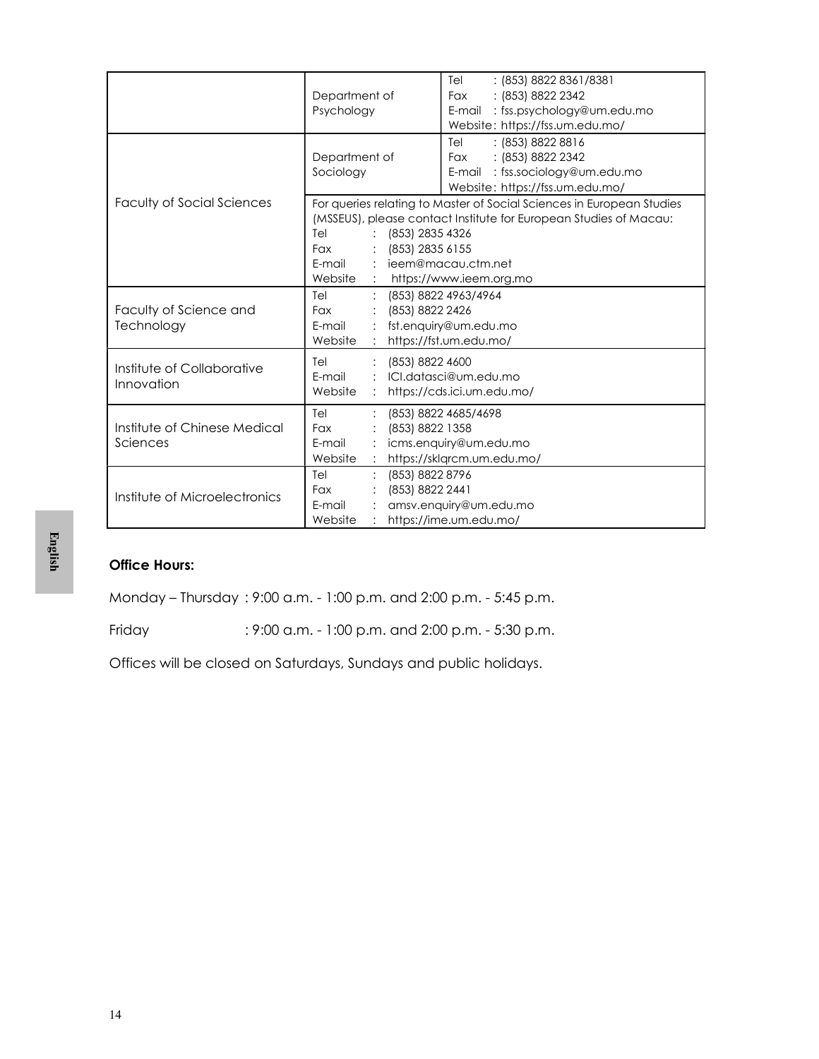| | | |
|---|---|---|
| | Department of Psychology | Tel : (853) 8822 8361/8381<br>Fax : (853) 8822 2342<br>E-mail : fss.psychology@um.edu.mo<br>Website : https://fss.um.edu.mo/ |
| Faculty of Social Sciences | Department of Sociology | Tel : (853) 8822 8816<br>Fax : (853) 8822 2342<br>E-mail : fss.sociology@um.edu.mo<br>Website : https://fss.um.edu.mo/ |
| | For queries relating to Master of Social Sciences in European Studies (MSSEUS), please contact Institute for European Studies of Macau:<br>Tel : (853) 2835 4326<br>Fax : (853) 2835 6155<br>E-mail : ieem@macau.ctm.net<br>Website : https://www.ieem.org.mo | |
| Faculty of Science and Technology | Tel : (853) 8822 4963/4964<br>Fax : (853) 8822 2426<br>E-mail : fst.enquiry@um.edu.mo<br>Website : https://fst.um.edu.mo/ | |
| Institute of Collaborative Innovation | Tel : (853) 8822 4600<br>E-mail : ICI.datasci@um.edu.mo<br>Website : https://cds.ici.um.edu.mo/ | |
| Institute of Chinese Medical Sciences | Tel : (853) 8822 4685/4698<br>Fax : (853) 8822 1358<br>E-mail : icms.enquiry@um.edu.mo<br>Website : https://sklqrcm.um.edu.mo/ | |
| Institute of Microelectronics | Tel : (853) 8822 8796<br>Fax : (853) 8822 2441<br>E-mail : amsv.enquiry@um.edu.mo<br>Website : https://ime.um.edu.mo/ | |

**Office Hours:**

Monday – Thursday : 9:00 a.m. - 1:00 p.m. and 2:00 p.m. - 5:45 p.m.

Friday : 9:00 a.m. - 1:00 p.m. and 2:00 p.m. - 5:30 p.m.

Offices will be closed on Saturdays, Sundays and public holidays.